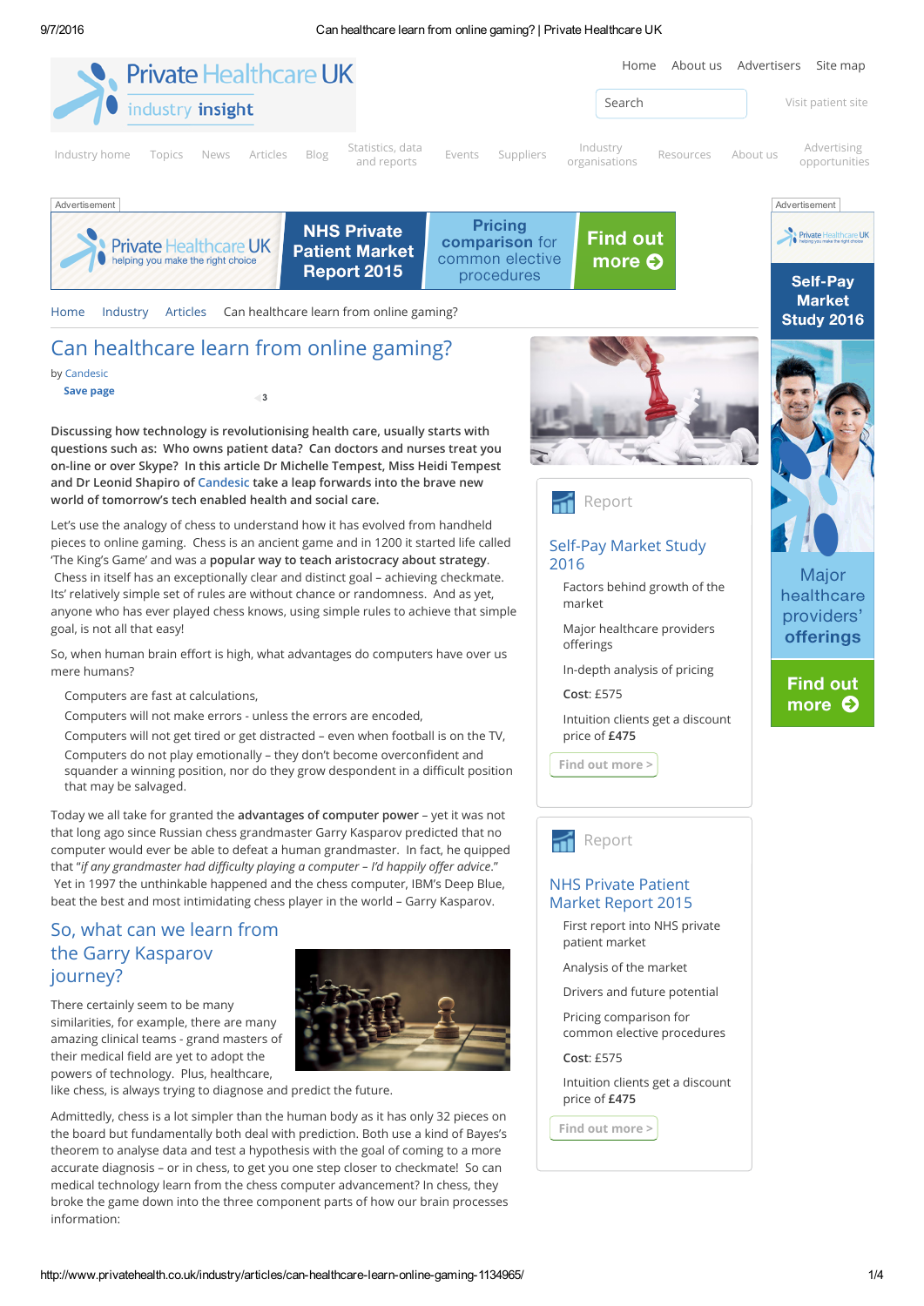Home | Industry | Articles | Can healthcare learn from online gaming?

# Can healthcare learn from online gaming?

by Candesic

Save page

**Discussing how technology is revolutionising health care, usually starts with questions such as: Who owns patient data? Can doctors and nurses treat you on-line or over Skype? In this article Dr Michelle Tempest, Miss Heidi Tempest and Dr Leonid Shapiro of Candesic take a leap forwards into the brave new world of tomorrow's tech enabled health and social care.**

Let's use the analogy of chess to understand how it has evolved from handheld pieces to online gaming. Chess is an ancient game and in 1200 it started life called 'The King's Game' and was a **popular way to teach aristocracy about strategy**. Chess in itself has an exceptionally clear and distinct goal – achieving checkmate. Its' relatively simple set of rules are without chance or randomness. And as yet, anyone who has ever played chess knows, using simple rules to achieve that simple goal, is not all that easy!

So, when human brain effort is high, what advantages do computers have over us mere humans?

- Computers are fast at calculations,
- Computers will not make errors - unless the errors are encoded,
- Computers will not get tired or get distracted – even when football is on the TV,
- Computers do not play emotionally – they don't become overconfident and squander a winning position, nor do they grow despondent in a difficult position that may be salvaged.

Today we all take for granted the **advantages of computer power** – yet it was not that long ago since Russian chess grandmaster Garry Kasparov predicted that no computer would ever be able to defeat a human grandmaster. In fact, he quipped that "*if any grandmaster had difficulty playing a computer – I'd happily offer advice*." Yet in 1997 the unthinkable happened and the chess computer, IBM's Deep Blue, beat the best and most intimidating chess player in the world – Garry Kasparov.

## So, what can we learn from the Garry Kasparov journey?

There certainly seem to be many similarities, for example, there are many amazing clinical teams - grand masters of their medical field are yet to adopt the powers of technology. Plus, healthcare, like chess, is always trying to diagnose and predict the future.

Admittedly, chess is a lot simpler than the human body as it has only 32 pieces on the board but fundamentally both deal with prediction. Both use a kind of Bayes's theorem to analyse data and test a hypothesis with the goal of coming to a more accurate diagnosis – or in chess, to get you one step closer to checkmate! So can medical technology learn from the chess computer advancement? In chess, they broke the game down into the three component parts of how our brain processes information:

### Report

**Self-Pay Market Study 2016**

- Factors behind growth of the market
- Major healthcare providers offerings
- In-depth analysis of pricing
- **Cost**: £575
- Intuition clients get a discount price of **£475**

Find out more >

### Report

**NHS Private Patient Market Report 2015**

- First report into NHS private patient market
- Analysis of the market
- Drivers and future potential
- Pricing comparison for common elective procedures
- **Cost**: £575
- Intuition clients get a discount price of **£475**

Find out more >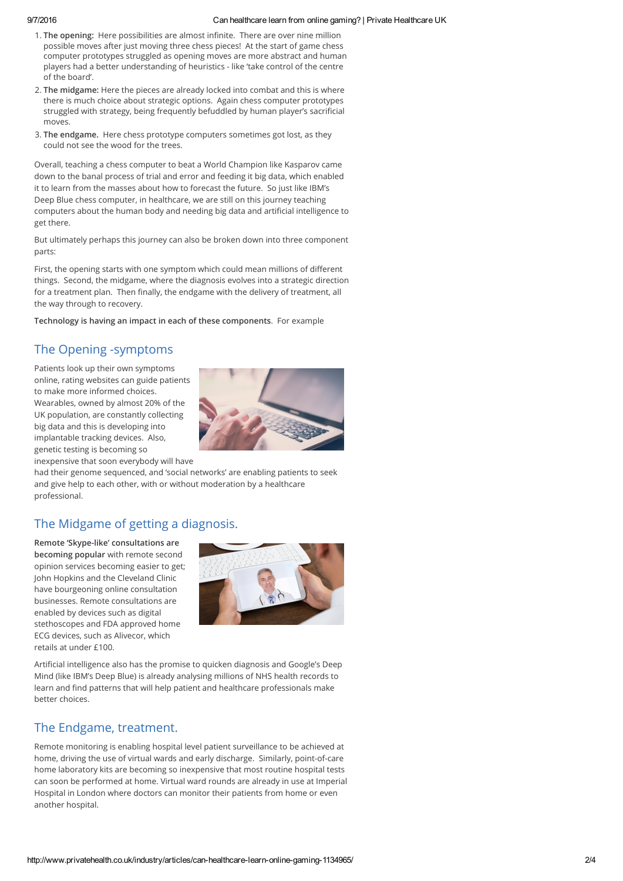1. **The opening:** Here possibilities are almost infinite. There are over nine million possible moves after just moving three chess pieces! At the start of game chess computer prototypes struggled as opening moves are more abstract and human players had a better understanding of heuristics - like 'take control of the centre of the board'.
2. **The midgame:** Here the pieces are already locked into combat and this is where there is much choice about strategic options. Again chess computer prototypes struggled with strategy, being frequently befuddled by human player's sacrificial moves.
3. **The endgame.** Here chess prototype computers sometimes got lost, as they could not see the wood for the trees.

Overall, teaching a chess computer to beat a World Champion like Kasparov came down to the banal process of trial and error and feeding it big data, which enabled it to learn from the masses about how to forecast the future. So just like IBM's Deep Blue chess computer, in healthcare, we are still on this journey teaching computers about the human body and needing big data and artificial intelligence to get there.

But ultimately perhaps this journey can also be broken down into three component parts:

First, the opening starts with one symptom which could mean millions of different things. Second, the midgame, where the diagnosis evolves into a strategic direction for a treatment plan. Then finally, the endgame with the delivery of treatment, all the way through to recovery.

**Technology is having an impact in each of these components**. For example

## The Opening -symptoms

Patients look up their own symptoms online, rating websites can guide patients to make more informed choices. Wearables, owned by almost 20% of the UK population, are constantly collecting big data and this is developing into implantable tracking devices. Also, genetic testing is becoming so inexpensive that soon everybody will have had their genome sequenced, and 'social networks' are enabling patients to seek and give help to each other, with or without moderation by a healthcare professional.

## The Midgame of getting a diagnosis.

**Remote 'Skype-like' consultations are becoming popular** with remote second opinion services becoming easier to get; John Hopkins and the Cleveland Clinic have bourgeoning online consultation businesses. Remote consultations are enabled by devices such as digital stethoscopes and FDA approved home ECG devices, such as Alivecor, which retails at under £100.

Artificial intelligence also has the promise to quicken diagnosis and Google's Deep Mind (like IBM's Deep Blue) is already analysing millions of NHS health records to learn and find patterns that will help patient and healthcare professionals make better choices.

## The Endgame, treatment.

Remote monitoring is enabling hospital level patient surveillance to be achieved at home, driving the use of virtual wards and early discharge. Similarly, point-of-care home laboratory kits are becoming so inexpensive that most routine hospital tests can soon be performed at home. Virtual ward rounds are already in use at Imperial Hospital in London where doctors can monitor their patients from home or even another hospital.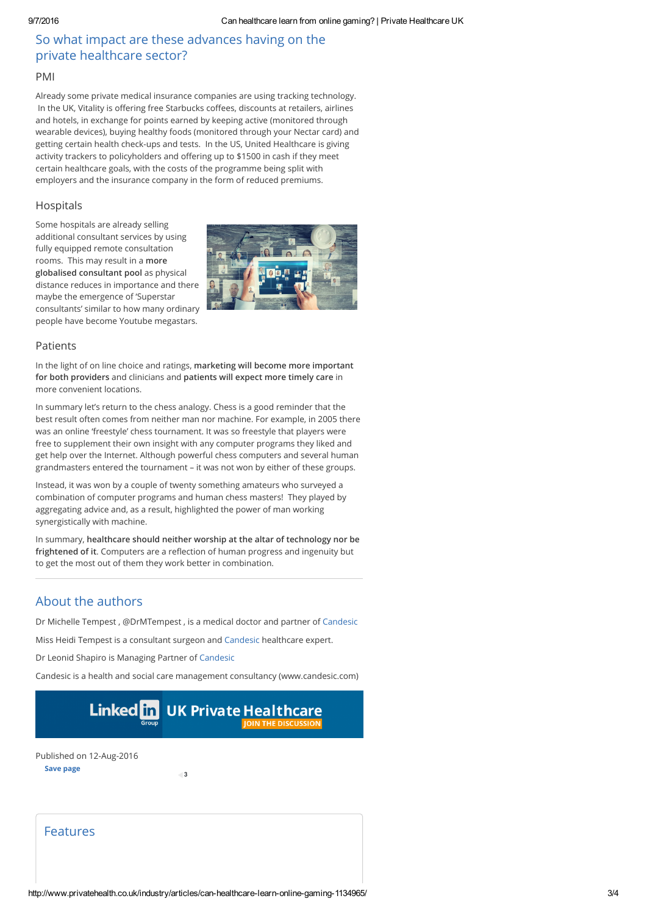## So what impact are these advances having on the private healthcare sector?

### PMI

Already some private medical insurance companies are using tracking technology. In the UK, Vitality is offering free Starbucks coffees, discounts at retailers, airlines and hotels, in exchange for points earned by keeping active (monitored through wearable devices), buying healthy foods (monitored through your Nectar card) and getting certain health check-ups and tests. In the US, United Healthcare is giving activity trackers to policyholders and offering up to $1500 in cash if they meet certain healthcare goals, with the costs of the programme being split with employers and the insurance company in the form of reduced premiums.

### Hospitals

Some hospitals are already selling additional consultant services by using fully equipped remote consultation rooms. This may result in a **more globalised consultant pool** as physical distance reduces in importance and there maybe the emergence of 'Superstar consultants' similar to how many ordinary people have become Youtube megastars.

### Patients

In the light of on line choice and ratings, **marketing will become more important for both providers** and clinicians and **patients will expect more timely care** in more convenient locations.

In summary let's return to the chess analogy. Chess is a good reminder that the best result often comes from neither man nor machine. For example, in 2005 there was an online 'freestyle' chess tournament. It was so freestyle that players were free to supplement their own insight with any computer programs they liked and get help over the Internet. Although powerful chess computers and several human grandmasters entered the tournament – it was not won by either of these groups.

Instead, it was won by a couple of twenty something amateurs who surveyed a combination of computer programs and human chess masters! They played by aggregating advice and, as a result, highlighted the power of man working synergistically with machine.

In summary, **healthcare should neither worship at the altar of technology nor be frightened of it**. Computers are a reflection of human progress and ingenuity but to get the most out of them they work better in combination.

---

## About the authors

Dr Michelle Tempest , @DrMTempest , is a medical doctor and partner of Candesic

Miss Heidi Tempest is a consultant surgeon and Candesic healthcare expert.

Dr Leonid Shapiro is Managing Partner of Candesic

Candesic is a health and social care management consultancy (www.candesic.com)

LinkedIn Group UK Private Healthcare JOIN THE DISCUSSION

Published on 12-Aug-2016

**Save page**

3

## Features